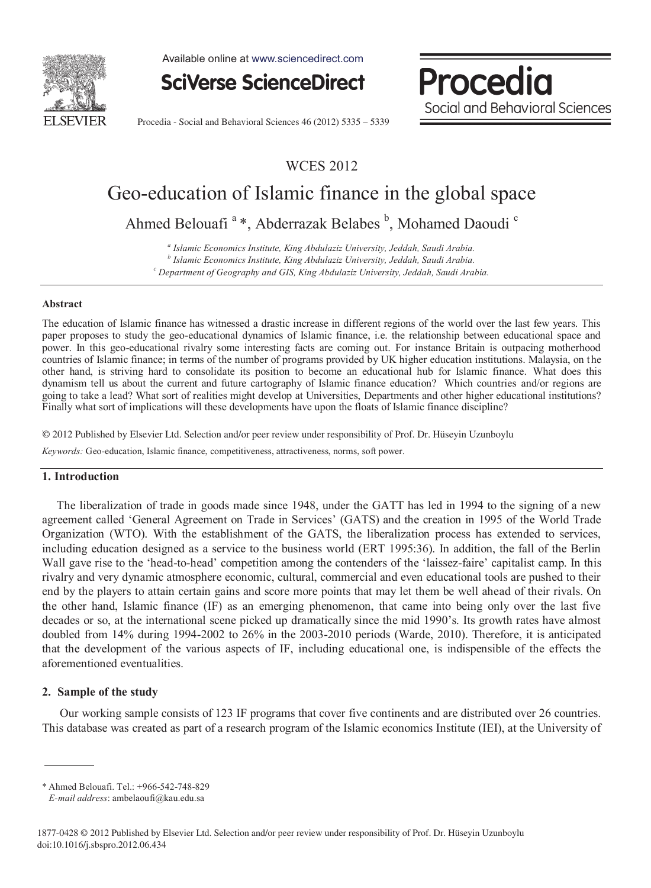WCES 2012

# Geo-education of Islamic finance in the global space

Ahmed Belouafi [a] *, Abderrazak Belabes [b], Mohamed Daoudi [c]

[a] *Islamic Economics Institute, King Abdulaziz University, Jeddah, Saudi Arabia.*
[b] *Islamic Economics Institute, King Abdulaziz University, Jeddah, Saudi Arabia.*
[c] *Department of Geography and GIS, King Abdulaziz University, Jeddah, Saudi Arabia.*

## Abstract

The education of Islamic finance has witnessed a drastic increase in different regions of the world over the last few years. This paper proposes to study the geo-educational dynamics of Islamic finance, i.e. the relationship between educational space and power. In this geo-educational rivalry some interesting facts are coming out. For instance Britain is outpacing motherhood countries of Islamic finance; in terms of the number of programs provided by UK higher education institutions. Malaysia, on the other hand, is striving hard to consolidate its position to become an educational hub for Islamic finance. What does this dynamism tell us about the current and future cartography of Islamic finance education? Which countries and/or regions are going to take a lead? What sort of realities might develop at Universities, Departments and other higher educational institutions? Finally what sort of implications will these developments have upon the floats of Islamic finance discipline?

© 2012 Published by Elsevier Ltd. Selection and/or peer review under responsibility of Prof. Dr. Hüseyin Uzunboylu

*Keywords:* Geo-education, Islamic finance, competitiveness, attractiveness, norms, soft power.

## 1. Introduction

The liberalization of trade in goods made since 1948, under the GATT has led in 1994 to the signing of a new agreement called 'General Agreement on Trade in Services' (GATS) and the creation in 1995 of the World Trade Organization (WTO). With the establishment of the GATS, the liberalization process has extended to services, including education designed as a service to the business world (ERT 1995:36). In addition, the fall of the Berlin Wall gave rise to the 'head-to-head' competition among the contenders of the 'laissez-faire' capitalist camp. In this rivalry and very dynamic atmosphere economic, cultural, commercial and even educational tools are pushed to their end by the players to attain certain gains and score more points that may let them be well ahead of their rivals. On the other hand, Islamic finance (IF) as an emerging phenomenon, that came into being only over the last five decades or so, at the international scene picked up dramatically since the mid 1990's. Its growth rates have almost doubled from 14% during 1994-2002 to 26% in the 2003-2010 periods (Warde, 2010). Therefore, it is anticipated that the development of the various aspects of IF, including educational one, is indispensible of the effects the aforementioned eventualities.

## 2. Sample of the study

Our working sample consists of 123 IF programs that cover five continents and are distributed over 26 countries. This database was created as part of a research program of the Islamic economics Institute (IEI), at the University of

---

\* Ahmed Belouafi. Tel.: +966-542-748-829
*E-mail address*: ambelaoufi@kau.edu.sa

1877-0428 © 2012 Published by Elsevier Ltd. Selection and/or peer review under responsibility of Prof. Dr. Hüseyin Uzunboylu
doi:10.1016/j.sbspro.2012.06.434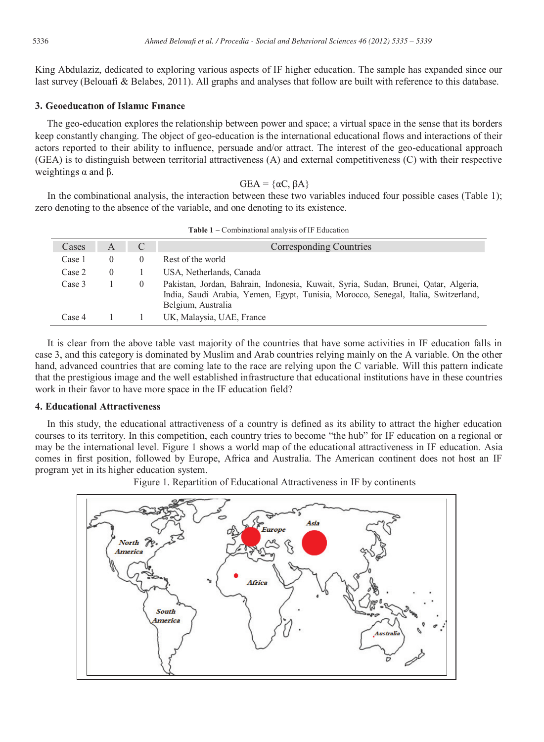King Abdulaziz, dedicated to exploring various aspects of IF higher education. The sample has expanded since our last survey (Belouafi & Belabes, 2011). All graphs and analyses that follow are built with reference to this database.

## 3. Geoeducation of Islamic Finance

The geo-education explores the relationship between power and space; a virtual space in the sense that its borders keep constantly changing. The object of geo-education is the international educational flows and interactions of their actors reported to their ability to influence, persuade and/or attract. The interest of the geo-educational approach (GEA) is to distinguish between territorial attractiveness (A) and external competitiveness (C) with their respective weightings α and β.

$$GEA = \{\alpha C, \beta A\}$$

In the combinational analysis, the interaction between these two variables induced four possible cases (Table 1); zero denoting to the absence of the variable, and one denoting to its existence.

**Table 1** – Combinational analysis of IF Education

| Cases | A | C | Corresponding Countries |
|---|---|---|---|
| Case 1 | 0 | 0 | Rest of the world |
| Case 2 | 0 | 1 | USA, Netherlands, Canada |
| Case 3 | 1 | 0 | Pakistan, Jordan, Bahrain, Indonesia, Kuwait, Syria, Sudan, Brunei, Qatar, Algeria, India, Saudi Arabia, Yemen, Egypt, Tunisia, Morocco, Senegal, Italia, Switzerland, Belgium, Australia |
| Case 4 | 1 | 1 | UK, Malaysia, UAE, France |

It is clear from the above table vast majority of the countries that have some activities in IF education falls in case 3, and this category is dominated by Muslim and Arab countries relying mainly on the A variable. On the other hand, advanced countries that are coming late to the race are relying upon the C variable. Will this pattern indicate that the prestigious image and the well established infrastructure that educational institutions have in these countries work in their favor to have more space in the IF education field?

## 4. Educational Attractiveness

In this study, the educational attractiveness of a country is defined as its ability to attract the higher education courses to its territory. In this competition, each country tries to become "the hub" for IF education on a regional or may be the international level. Figure 1 shows a world map of the educational attractiveness in IF education. Asia comes in first position, followed by Europe, Africa and Australia. The American continent does not host an IF program yet in its higher education system.

Figure 1. Repartition of Educational Attractiveness in IF by continents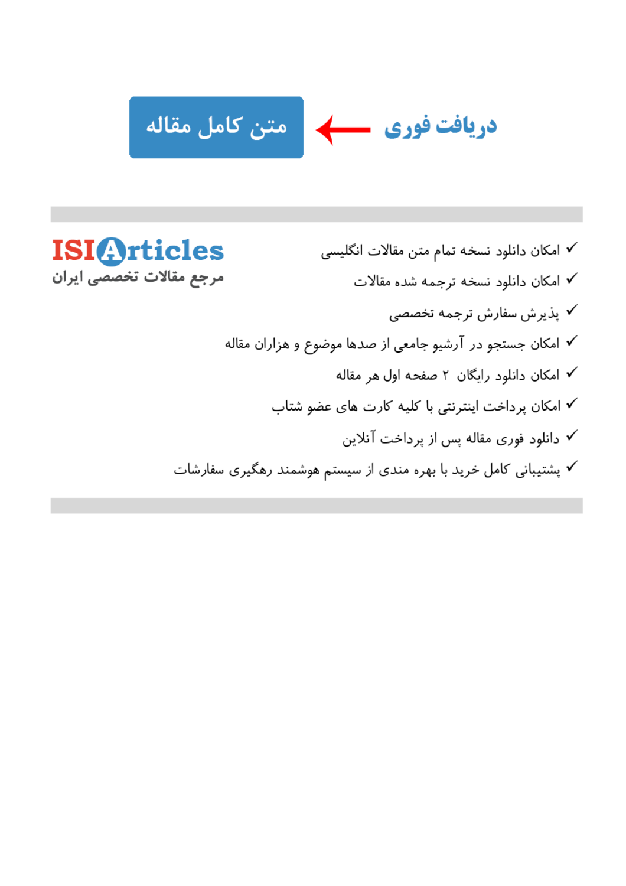دریافت فوری ← **متن کامل مقاله**

**ISIArticles**
مرجع مقالات تخصصی ایران

- ✓ امکان دانلود نسخه تمام متن مقالات انگلیسی
- ✓ امکان دانلود نسخه ترجمه شده مقالات
- ✓ پذیرش سفارش ترجمه تخصصی
- ✓ امکان جستجو در آرشیو جامعی از صدها موضوع و هزاران مقاله
- ✓ امکان دانلود رایگان ۲ صفحه اول هر مقاله
- ✓ امکان پرداخت اینترنتی با کلیه کارت های عضو شتاب
- ✓ دانلود فوری مقاله پس از پرداخت آنلاین
- ✓ پشتیبانی کامل خرید با بهره مندی از سیستم هوشمند رهگیری سفارشات